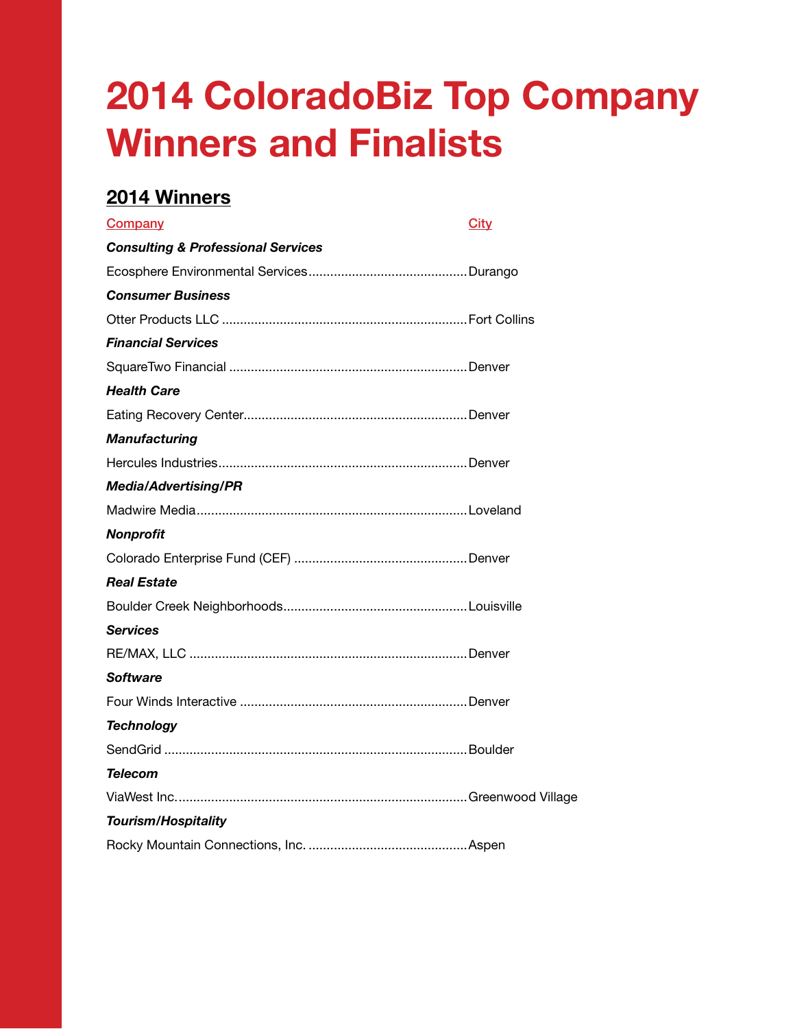# 2014 ColoradoBiz Top Company Winners and Finalists

## 2014 Winners

| Company | City |
|---|---|
| ***Consulting & Professional Services*** | |
| Ecosphere Environmental Services | Durango |
| ***Consumer Business*** | |
| Otter Products LLC | Fort Collins |
| ***Financial Services*** | |
| SquareTwo Financial | Denver |
| ***Health Care*** | |
| Eating Recovery Center | Denver |
| ***Manufacturing*** | |
| Hercules Industries | Denver |
| ***Media/Advertising/PR*** | |
| Madwire Media | Loveland |
| ***Nonprofit*** | |
| Colorado Enterprise Fund (CEF) | Denver |
| ***Real Estate*** | |
| Boulder Creek Neighborhoods | Louisville |
| ***Services*** | |
| RE/MAX, LLC | Denver |
| ***Software*** | |
| Four Winds Interactive | Denver |
| ***Technology*** | |
| SendGrid | Boulder |
| ***Telecom*** | |
| ViaWest Inc. | Greenwood Village |
| ***Tourism/Hospitality*** | |
| Rocky Mountain Connections, Inc. | Aspen |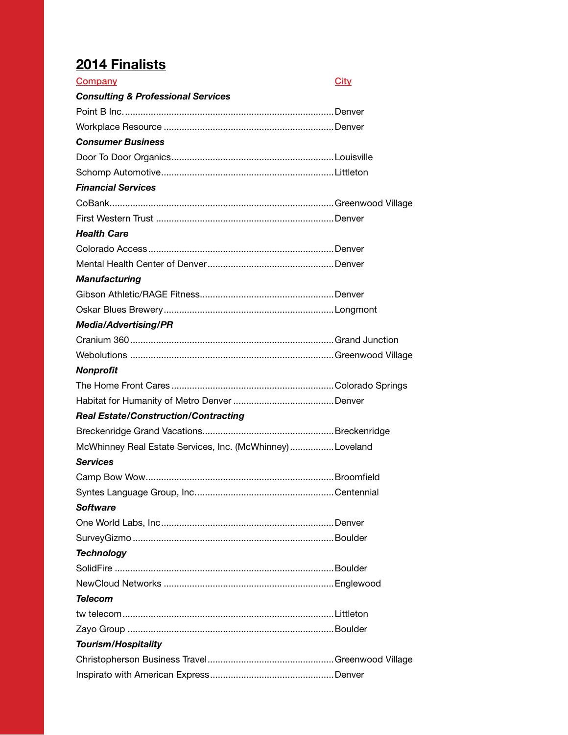## 2014 Finalists

| Company | City |
|---|---|
| ***Consulting & Professional Services*** | |
| Point B Inc. | Denver |
| Workplace Resource | Denver |
| ***Consumer Business*** | |
| Door To Door Organics | Louisville |
| Schomp Automotive | Littleton |
| ***Financial Services*** | |
| CoBank | Greenwood Village |
| First Western Trust | Denver |
| ***Health Care*** | |
| Colorado Access | Denver |
| Mental Health Center of Denver | Denver |
| ***Manufacturing*** | |
| Gibson Athletic/RAGE Fitness | Denver |
| Oskar Blues Brewery | Longmont |
| ***Media/Advertising/PR*** | |
| Cranium 360 | Grand Junction |
| Webolutions | Greenwood Village |
| ***Nonprofit*** | |
| The Home Front Cares | Colorado Springs |
| Habitat for Humanity of Metro Denver | Denver |
| ***Real Estate/Construction/Contracting*** | |
| Breckenridge Grand Vacations | Breckenridge |
| McWhinney Real Estate Services, Inc. (McWhinney) | Loveland |
| ***Services*** | |
| Camp Bow Wow | Broomfield |
| Syntes Language Group, Inc. | Centennial |
| ***Software*** | |
| One World Labs, Inc | Denver |
| SurveyGizmo | Boulder |
| ***Technology*** | |
| SolidFire | Boulder |
| NewCloud Networks | Englewood |
| ***Telecom*** | |
| tw telecom | Littleton |
| Zayo Group | Boulder |
| ***Tourism/Hospitality*** | |
| Christopherson Business Travel | Greenwood Village |
| Inspirato with American Express | Denver |